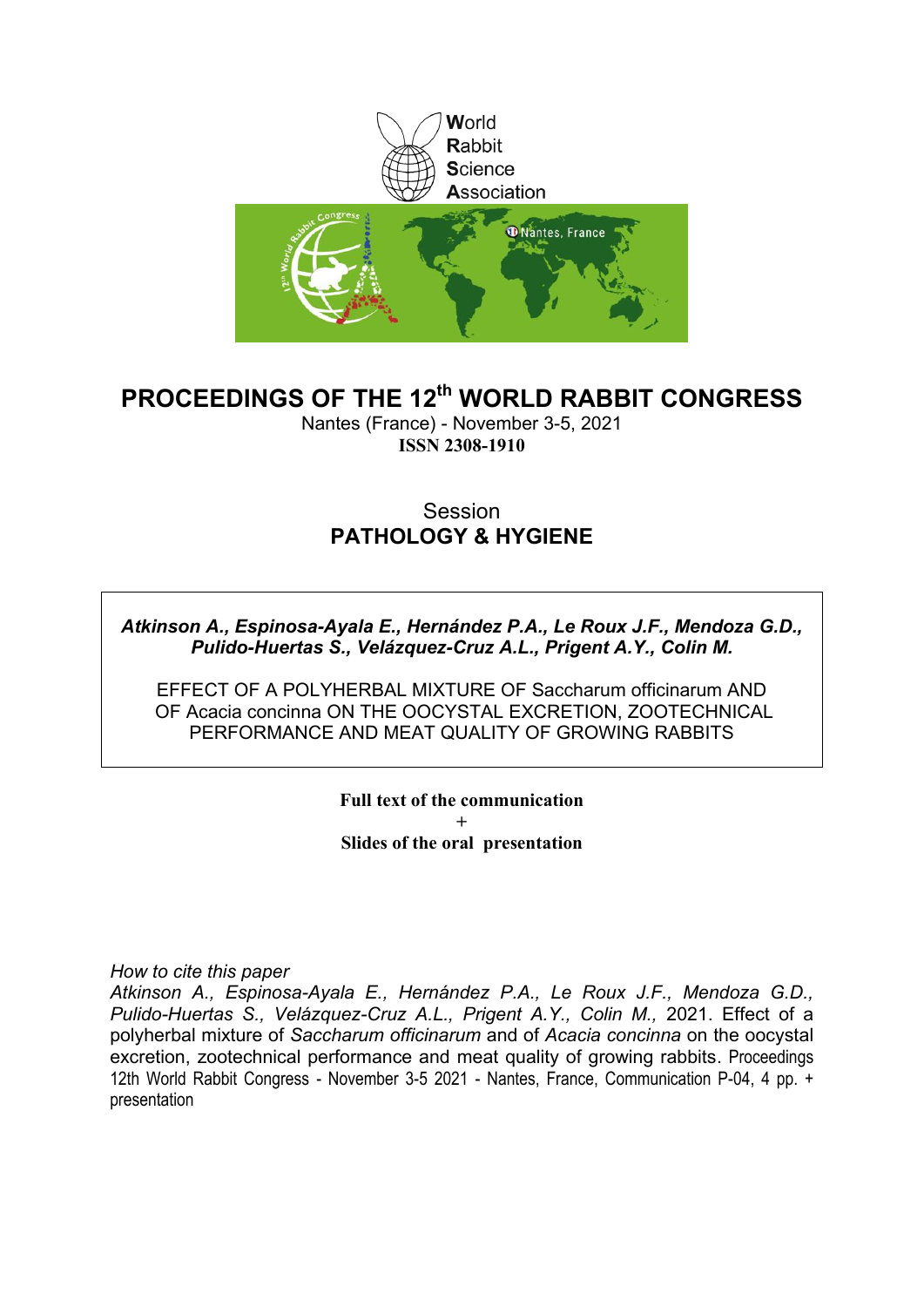World
Rabbit
Science
Association

# PROCEEDINGS OF THE 12th WORLD RABBIT CONGRESS

Nantes (France) - November 3-5, 2021

**ISSN 2308-1910**

Session

## PATHOLOGY & HYGIENE

***Atkinson A., Espinosa-Ayala E., Hernández P.A., Le Roux J.F., Mendoza G.D., Pulido-Huertas S., Velázquez-Cruz A.L., Prigent A.Y., Colin M.***

EFFECT OF A POLYHERBAL MIXTURE OF Saccharum officinarum AND OF Acacia concinna ON THE OOCYSTAL EXCRETION, ZOOTECHNICAL PERFORMANCE AND MEAT QUALITY OF GROWING RABBITS

**Full text of the communication**

**+**

**Slides of the oral presentation**

*How to cite this paper*

*Atkinson A., Espinosa-Ayala E., Hernández P.A., Le Roux J.F., Mendoza G.D., Pulido-Huertas S., Velázquez-Cruz A.L., Prigent A.Y., Colin M.,* 2021. Effect of a polyherbal mixture of *Saccharum officinarum* and of *Acacia concinna* on the oocystal excretion, zootechnical performance and meat quality of growing rabbits. Proceedings 12th World Rabbit Congress - November 3-5 2021 - Nantes, France, Communication P-04, 4 pp. + presentation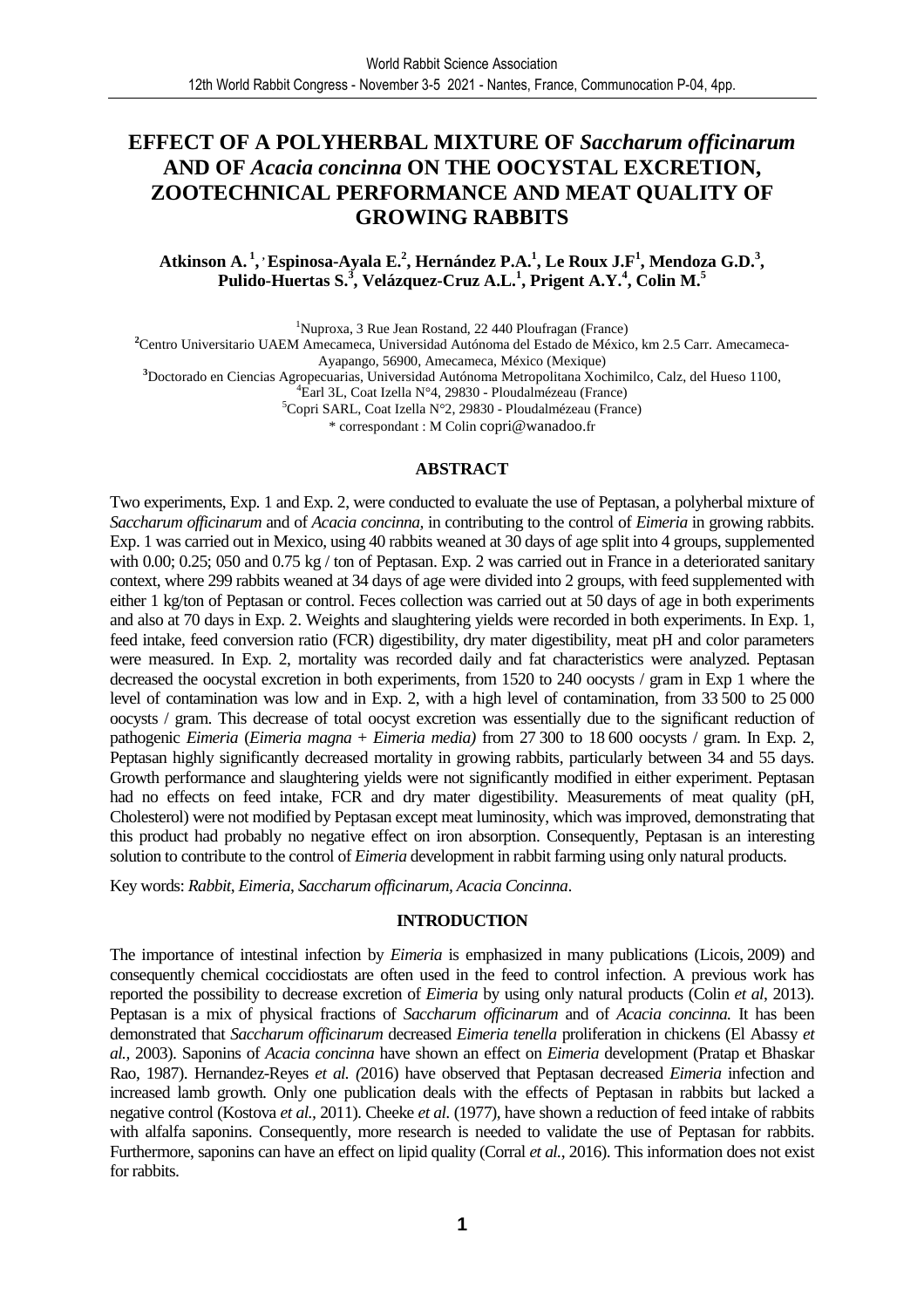# EFFECT OF A POLYHERBAL MIXTURE OF *Saccharum officinarum* AND OF *Acacia concinna* ON THE OOCYSTAL EXCRETION, ZOOTECHNICAL PERFORMANCE AND MEAT QUALITY OF GROWING RABBITS

**Atkinson A.[1], Espinosa-Ayala E.[2], Hernández P.A.[1], Le Roux J.F[1], Mendoza G.D.[3], Pulido-Huertas S.[3], Velázquez-Cruz A.L.[1], Prigent A.Y.[4], Colin M.[5]**

[1]Nuproxa, 3 Rue Jean Rostand, 22 440 Ploufragan (France)
[2]Centro Universitario UAEM Amecameca, Universidad Autónoma del Estado de México, km 2.5 Carr. Amecameca-Ayapango, 56900, Amecameca, México (Mexique)
[3]Doctorado en Ciencias Agropecuarias, Universidad Autónoma Metropolitana Xochimilco, Calz, del Hueso 1100,
[4]Earl 3L, Coat Izella N°4, 29830 - Ploudalmézeau (France)
[5]Copri SARL, Coat Izella N°2, 29830 - Ploudalmézeau (France)
\* correspondant : M Colin copri@wanadoo.fr

## ABSTRACT

Two experiments, Exp. 1 and Exp. 2, were conducted to evaluate the use of Peptasan, a polyherbal mixture of *Saccharum officinarum* and of *Acacia concinna,* in contributing to the control of *Eimeria* in growing rabbits. Exp. 1 was carried out in Mexico, using 40 rabbits weaned at 30 days of age split into 4 groups, supplemented with 0.00; 0.25; 050 and 0.75 kg / ton of Peptasan. Exp. 2 was carried out in France in a deteriorated sanitary context, where 299 rabbits weaned at 34 days of age were divided into 2 groups, with feed supplemented with either 1 kg/ton of Peptasan or control. Feces collection was carried out at 50 days of age in both experiments and also at 70 days in Exp. 2. Weights and slaughtering yields were recorded in both experiments. In Exp. 1, feed intake, feed conversion ratio (FCR) digestibility, dry mater digestibility, meat pH and color parameters were measured. In Exp. 2, mortality was recorded daily and fat characteristics were analyzed. Peptasan decreased the oocystal excretion in both experiments, from 1520 to 240 oocysts / gram in Exp 1 where the level of contamination was low and in Exp. 2, with a high level of contamination, from 33 500 to 25 000 oocysts / gram. This decrease of total oocyst excretion was essentially due to the significant reduction of pathogenic *Eimeria* (*Eimeria magna* + *Eimeria media)* from 27 300 to 18 600 oocysts / gram. In Exp. 2, Peptasan highly significantly decreased mortality in growing rabbits, particularly between 34 and 55 days. Growth performance and slaughtering yields were not significantly modified in either experiment. Peptasan had no effects on feed intake, FCR and dry mater digestibility. Measurements of meat quality (pH, Cholesterol) were not modified by Peptasan except meat luminosity, which was improved, demonstrating that this product had probably no negative effect on iron absorption. Consequently, Peptasan is an interesting solution to contribute to the control of *Eimeria* development in rabbit farming using only natural products.

Key words: *Rabbit*, *Eimeria*, *Saccharum officinarum*, *Acacia Concinna*.

## INTRODUCTION

The importance of intestinal infection by *Eimeria* is emphasized in many publications (Licois, 2009) and consequently chemical coccidiostats are often used in the feed to control infection. A previous work has reported the possibility to decrease excretion of *Eimeria* by using only natural products (Colin *et al*, 2013). Peptasan is a mix of physical fractions of *Saccharum officinarum* and of *Acacia concinna.* It has been demonstrated that *Saccharum officinarum* decreased *Eimeria tenella* proliferation in chickens (El Abassy *et al.,* 2003). Saponins of *Acacia concinna* have shown an effect on *Eimeria* development (Pratap et Bhaskar Rao, 1987). Hernandez-Reyes *et al. (*2016) have observed that Peptasan decreased *Eimeria* infection and increased lamb growth. Only one publication deals with the effects of Peptasan in rabbits but lacked a negative control (Kostova *et al.*, 2011). Cheeke *et al.* (1977), have shown a reduction of feed intake of rabbits with alfalfa saponins. Consequently, more research is needed to validate the use of Peptasan for rabbits. Furthermore, saponins can have an effect on lipid quality (Corral *et al.*, 2016). This information does not exist for rabbits.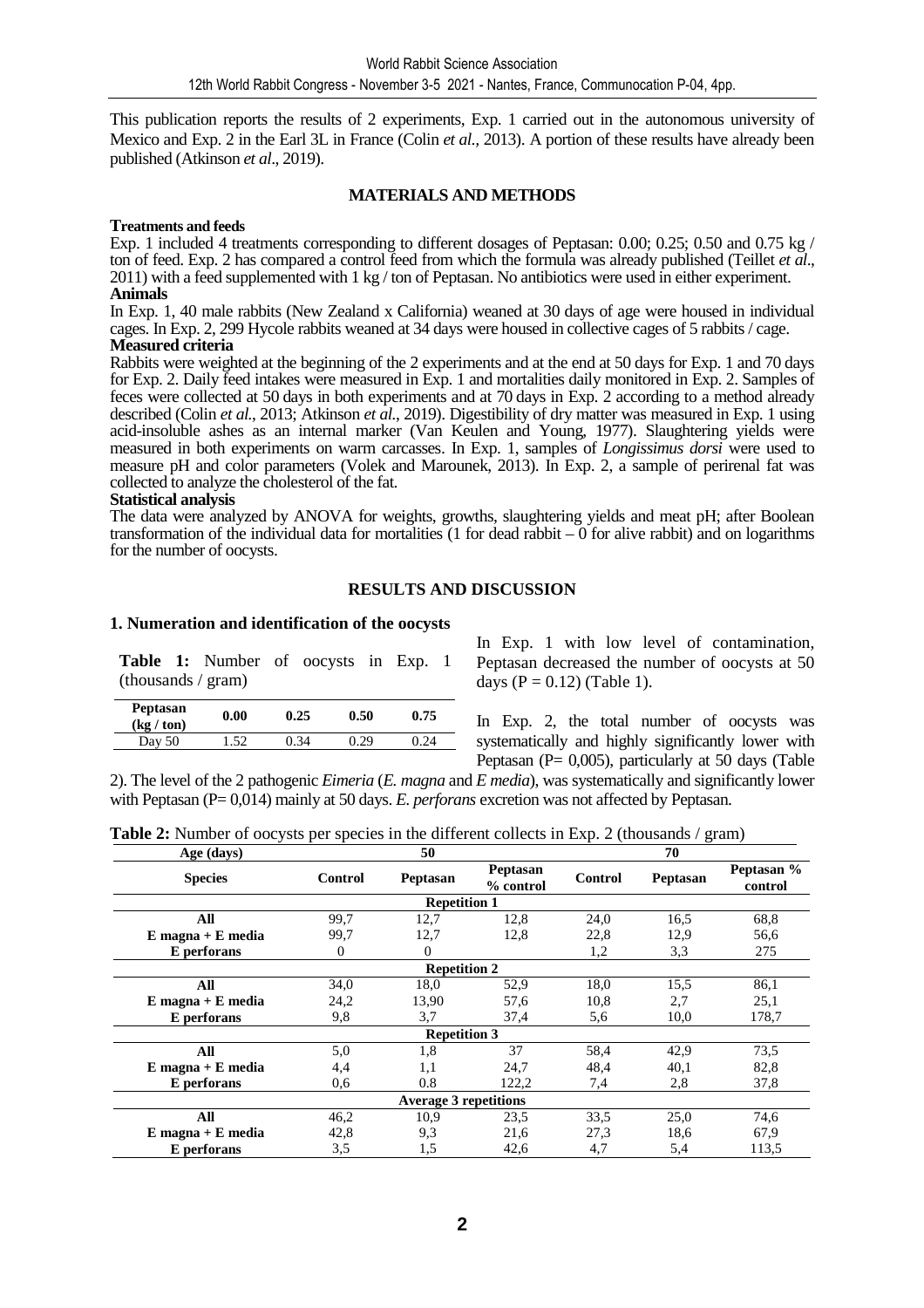This publication reports the results of 2 experiments, Exp. 1 carried out in the autonomous university of Mexico and Exp. 2 in the Earl 3L in France (Colin *et al.*, 2013). A portion of these results have already been published (Atkinson *et al*., 2019).

## MATERIALS AND METHODS

**Treatments and feeds**

Exp. 1 included 4 treatments corresponding to different dosages of Peptasan: 0.00; 0.25; 0.50 and 0.75 kg / ton of feed. Exp. 2 has compared a control feed from which the formula was already published (Teillet *et al*., 2011) with a feed supplemented with 1 kg / ton of Peptasan. No antibiotics were used in either experiment.

**Animals**

In Exp. 1, 40 male rabbits (New Zealand x California) weaned at 30 days of age were housed in individual cages. In Exp. 2, 299 Hycole rabbits weaned at 34 days were housed in collective cages of 5 rabbits / cage.

**Measured criteria**

Rabbits were weighted at the beginning of the 2 experiments and at the end at 50 days for Exp. 1 and 70 days for Exp. 2. Daily feed intakes were measured in Exp. 1 and mortalities daily monitored in Exp. 2. Samples of feces were collected at 50 days in both experiments and at 70 days in Exp. 2 according to a method already described (Colin *et al.*, 2013; Atkinson *et al.*, 2019). Digestibility of dry matter was measured in Exp. 1 using acid-insoluble ashes as an internal marker (Van Keulen and Young, 1977). Slaughtering yields were measured in both experiments on warm carcasses. In Exp. 1, samples of *Longissimus dorsi* were used to measure pH and color parameters (Volek and Marounek, 2013). In Exp. 2, a sample of perirenal fat was collected to analyze the cholesterol of the fat.

**Statistical analysis**

The data were analyzed by ANOVA for weights, growths, slaughtering yields and meat pH; after Boolean transformation of the individual data for mortalities (1 for dead rabbit – 0 for alive rabbit) and on logarithms for the number of oocysts.

## RESULTS AND DISCUSSION

### 1. Numeration and identification of the oocysts

**Table 1:** Number of oocysts in Exp. 1 (thousands / gram)

| Peptasan (kg / ton) | 0.00 | 0.25 | 0.50 | 0.75 |
|---|---|---|---|---|
| Day 50 | 1.52 | 0.34 | 0.29 | 0.24 |

In Exp. 1 with low level of contamination, Peptasan decreased the number of oocysts at 50 days (P = 0.12) (Table 1).

In Exp. 2, the total number of oocysts was systematically and highly significantly lower with Peptasan (P= 0,005), particularly at 50 days (Table 2). The level of the 2 pathogenic *Eimeria* (*E. magna* and *E media*), was systematically and significantly lower with Peptasan (P= 0,014) mainly at 50 days. *E. perforans* excretion was not affected by Peptasan.

**Table 2:** Number of oocysts per species in the different collects in Exp. 2 (thousands / gram)

| Age (days) | 50 | | | 70 | | |
|---|---|---|---|---|---|---|
| **Species** | **Control** | **Peptasan** | **Peptasan % control** | **Control** | **Peptasan** | **Peptasan % control** |
| **Repetition 1** | | | | | | |
| **All** | 99,7 | 12,7 | 12,8 | 24,0 | 16,5 | 68,8 |
| **E magna + E media** | 99,7 | 12,7 | 12,8 | 22,8 | 12,9 | 56,6 |
| **E perforans** | 0 | 0 | | 1,2 | 3,3 | 275 |
| **Repetition 2** | | | | | | |
| **All** | 34,0 | 18,0 | 52,9 | 18,0 | 15,5 | 86,1 |
| **E magna + E media** | 24,2 | 13,90 | 57,6 | 10,8 | 2,7 | 25,1 |
| **E perforans** | 9,8 | 3,7 | 37,4 | 5,6 | 10,0 | 178,7 |
| **Repetition 3** | | | | | | |
| **All** | 5,0 | 1,8 | 37 | 58,4 | 42,9 | 73,5 |
| **E magna + E media** | 4,4 | 1,1 | 24,7 | 48,4 | 40,1 | 82,8 |
| **E perforans** | 0,6 | 0.8 | 122,2 | 7,4 | 2,8 | 37,8 |
| **Average 3 repetitions** | | | | | | |
| **All** | 46,2 | 10,9 | 23,5 | 33,5 | 25,0 | 74,6 |
| **E magna + E media** | 42,8 | 9,3 | 21,6 | 27,3 | 18,6 | 67,9 |
| **E perforans** | 3,5 | 1,5 | 42,6 | 4,7 | 5,4 | 113,5 |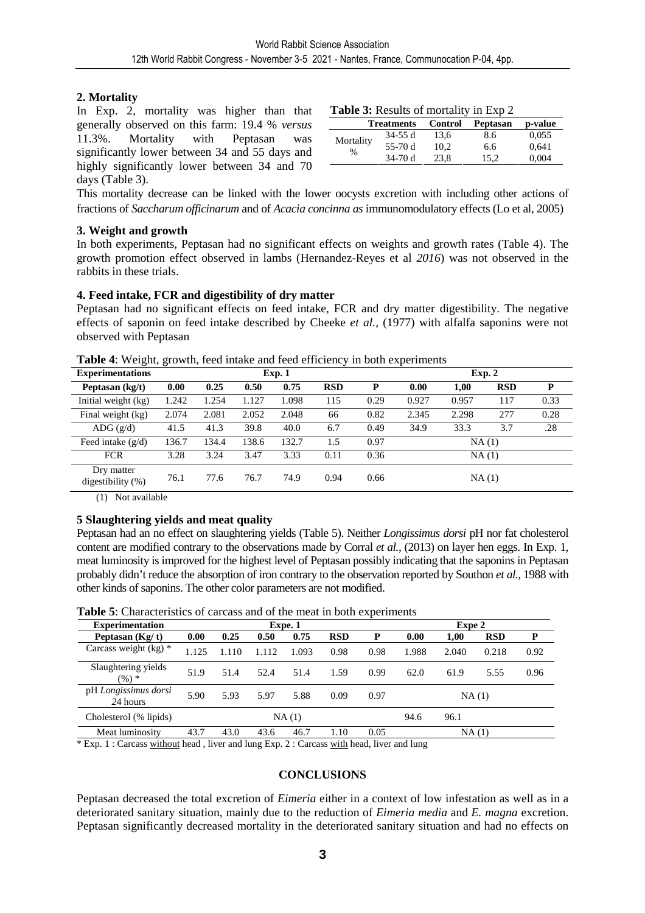## 2. Mortality

In Exp. 2, mortality was higher than that generally observed on this farm: 19.4 % *versus* 11.3%. Mortality with Peptasan was significantly lower between 34 and 55 days and highly significantly lower between 34 and 70 days (Table 3).

**Table 3:** Results of mortality in Exp 2

| | Treatments | Control | Peptasan | p-value |
|---|---|---|---|---|
| Mortality % | 34-55 d | 13,6 | 8.6 | 0,055 |
| | 55-70 d | 10,2 | 6.6 | 0,641 |
| | 34-70 d | 23,8 | 15,2 | 0,004 |

This mortality decrease can be linked with the lower oocysts excretion with including other actions of fractions of *Saccharum officinarum* and of *Acacia concinna as* immunomodulatory effects (Lo et al, 2005)

## 3. Weight and growth

In both experiments, Peptasan had no significant effects on weights and growth rates (Table 4). The growth promotion effect observed in lambs (Hernandez-Reyes et al *2016*) was not observed in the rabbits in these trials.

## 4. Feed intake, FCR and digestibility of dry matter

Peptasan had no significant effects on feed intake, FCR and dry matter digestibility. The negative effects of saponin on feed intake described by Cheeke *et al.,* (1977) with alfalfa saponins were not observed with Peptasan

**Table 4**: Weight, growth, feed intake and feed efficiency in both experiments

| Experimentations | Exp. 1 | | | | | | Exp. 2 | | | |
|---|---|---|---|---|---|---|---|---|---|---|
| **Peptasan (kg/t)** | **0.00** | **0.25** | **0.50** | **0.75** | **RSD** | **P** | **0.00** | **1,00** | **RSD** | **P** |
| Initial weight (kg) | 1.242 | 1.254 | 1.127 | 1.098 | 115 | 0.29 | 0.927 | 0.957 | 117 | 0.33 |
| Final weight (kg) | 2.074 | 2.081 | 2.052 | 2.048 | 66 | 0.82 | 2.345 | 2.298 | 277 | 0.28 |
| ADG (g/d) | 41.5 | 41.3 | 39.8 | 40.0 | 6.7 | 0.49 | 34.9 | 33.3 | 3.7 | .28 |
| Feed intake (g/d) | 136.7 | 134.4 | 138.6 | 132.7 | 1.5 | 0.97 | NA (1) | | | |
| FCR | 3.28 | 3.24 | 3.47 | 3.33 | 0.11 | 0.36 | NA (1) | | | |
| Dry matter digestibility (%) | 76.1 | 77.6 | 76.7 | 74.9 | 0.94 | 0.66 | NA (1) | | | |

(1) Not available

## 5 Slaughtering yields and meat quality

Peptasan had an no effect on slaughtering yields (Table 5). Neither *Longissimus dorsi* pH nor fat cholesterol content are modified contrary to the observations made by Corral *et al.,* (2013) on layer hen eggs. In Exp. 1, meat luminosity is improved for the highest level of Peptasan possibly indicating that the saponins in Peptasan probably didn't reduce the absorption of iron contrary to the observation reported by Southon *et al.,* 1988 with other kinds of saponins. The other color parameters are not modified.

**Table 5**: Characteristics of carcass and of the meat in both experiments

| Experimentation | Expe. 1 | | | | | | Expe 2 | | | |
|---|---|---|---|---|---|---|---|---|---|---|
| **Peptasan (Kg/ t)** | **0.00** | **0.25** | **0.50** | **0.75** | **RSD** | **P** | **0.00** | **1,00** | **RSD** | **P** |
| Carcass weight (kg) * | 1.125 | 1.110 | 1.112 | 1.093 | 0.98 | 0.98 | 1.988 | 2.040 | 0.218 | 0.92 |
| Slaughtering yields (%) * | 51.9 | 51.4 | 52.4 | 51.4 | 1.59 | 0.99 | 62.0 | 61.9 | 5.55 | 0.96 |
| pH *Longissimus dorsi* 24 hours | 5.90 | 5.93 | 5.97 | 5.88 | 0.09 | 0.97 | NA (1) | | | |
| Cholesterol (% lipids) | NA (1) | | | | | | 94.6 | 96.1 | | |
| Meat luminosity | 43.7 | 43.0 | 43.6 | 46.7 | 1.10 | 0.05 | NA (1) | | | |

\* Exp. 1 : Carcass without head , liver and lung Exp. 2 : Carcass with head, liver and lung

## CONCLUSIONS

Peptasan decreased the total excretion of *Eimeria* either in a context of low infestation as well as in a deteriorated sanitary situation, mainly due to the reduction of *Eimeria media* and *E. magna* excretion. Peptasan significantly decreased mortality in the deteriorated sanitary situation and had no effects on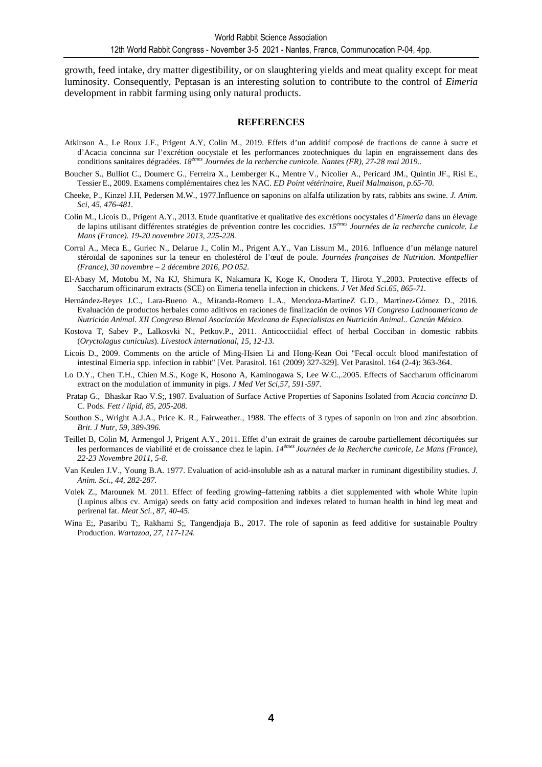growth, feed intake, dry matter digestibility, or on slaughtering yields and meat quality except for meat luminosity. Consequently, Peptasan is an interesting solution to contribute to the control of *Eimeria* development in rabbit farming using only natural products.

## REFERENCES

Atkinson A., Le Roux J.F., Prigent A.Y, Colin M., 2019. Effets d'un additif composé de fractions de canne à sucre et d'Acacia concinna sur l'excrétion oocystale et les performances zootechniques du lapin en engraissement dans des conditions sanitaires dégradées. *18èmes Journées de la recherche cunicole. Nantes (FR), 27-28 mai 2019.*.

Boucher S., Bulliot C., Doumerc G., Ferreira X., Lemberger K., Mentre V., Nicolier A., Pericard JM., Quintin JF., Risi E., Tessier E., 2009. Examens complémentaires chez les NAC. *ED Point vétérinaire, Rueil Malmaison, p.65-70.*

Cheeke, P., Kinzel J.H, Pedersen M.W., 1977.Influence on saponins on alfalfa utilization by rats, rabbits ans swine. *J. Anim. Sci, 45, 476-481.*

Colin M., Licois D., Prigent A.Y., 2013. Etude quantitative et qualitative des excrétions oocystales d'*Eimeria* dans un élevage de lapins utilisant différentes stratégies de prévention contre les coccidies. *15émes Journées de la recherche cunicole. Le Mans (France). 19-20 novembre 2013, 225-228.*

Corral A., Meca E., Guriec N., Delarue J., Colin M., Prigent A.Y., Van Lissum M., 2016. Influence d'un mélange naturel stéroïdal de saponines sur la teneur en cholestérol de l'œuf de poule. *Journées françaises de Nutrition. Montpellier (France), 30 novembre – 2 décembre 2016, PO 052.*

El-Abasy M, Motobu M, Na KJ, Shimura K, Nakamura K, Koge K, Onodera T, Hirota Y.,2003. Protective effects of Saccharum officinarum extracts (SCE) on Eimeria tenella infection in chickens. *J Vet Med Sci.65, 865-71.*

Hernández-Reyes J.C., Lara-Bueno A., Miranda-Romero L.A., Mendoza-MartíneZ G.D., Martínez-Gómez D., 2016. Evaluación de productos herbales como aditivos en raciones de finalización de ovinos *VII Congreso Latinoamericano de Nutrición Animal. XII Congreso Bienal Asociación Mexicana de Especialistas en Nutrición Animal.. Cancún México.*

Kostova T, Sabev P., Lalkosvki N., Petkov.P., 2011. Anticocciidial effect of herbal Cocciban in domestic rabbits (*Oryctolagus cuniculus*). *Livestock international, 15, 12-13.*

Licois D., 2009. Comments on the article of Ming-Hsien Li and Hong-Kean Ooi "Fecal occult blood manifestation of intestinal Eimeria spp. infection in rabbit" [Vet. Parasitol. 161 (2009) 327-329]. Vet Parasitol. 164 (2-4): 363-364.

Lo D.Y., Chen T.H., Chien M.S., Koge K, Hosono A, Kaminogawa S, Lee W.C.,.2005. Effects of Saccharum officinarum extract on the modulation of immunity in pigs. *J Med Vet Sci,57, 591-597.*

Pratap G., Bhaskar Rao V.S;, 1987. Evaluation of Surface Active Properties of Saponins Isolated from *Acacia concinna* D. C. Pods. *Fett / lipid, 85, 205-208.*

Southon S., Wright A.J.A., Price K. R., Fairweather., 1988. The effects of 3 types of saponin on iron and zinc absorbtion. *Brit. J Nutr, 59, 389-396.*

Teillet B, Colin M, Armengol J, Prigent A.Y., 2011. Effet d'un extrait de graines de caroube partiellement décortiquées sur les performances de viabilité et de croissance chez le lapin. *14èmes Journées de la Recherche cunicole, Le Mans (France), 22-23 Novembre 2011, 5-8.*

Van Keulen J.V., Young B.A. 1977. Evaluation of acid-insoluble ash as a natural marker in ruminant digestibility studies. *J. Anim. Sci., 44, 282-287.*

Volek Z., Marounek M. 2011. Effect of feeding growing–fattening rabbits a diet supplemented with whole White lupin (Lupinus albus cv. Amiga) seeds on fatty acid composition and indexes related to human health in hind leg meat and perirenal fat. *Meat Sci., 87, 40-45.*

Wina E;, Pasaribu T;, Rakhami S;, Tangendjaja B., 2017. The role of saponin as feed additive for sustainable Poultry Production. *Wartazoa, 27, 117-124.*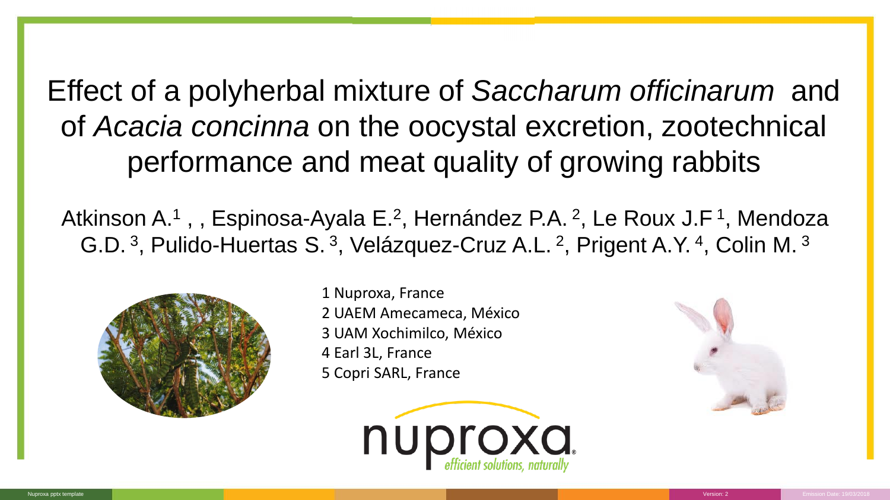# Effect of a polyherbal mixture of *Saccharum officinarum* and of *Acacia concinna* on the oocystal excretion, zootechnical performance and meat quality of growing rabbits

Atkinson A.[1] , , Espinosa-Ayala E.[2], Hernández P.A. [2], Le Roux J.F [1], Mendoza G.D. [3], Pulido-Huertas S. [3], Velázquez-Cruz A.L. [2], Prigent A.Y. [4], Colin M. [3]

1 Nuproxa, France
2 UAEM Amecameca, México
3 UAM Xochimilco, México
4 Earl 3L, France
5 Copri SARL, France

nuproxa
efficient solutions, naturally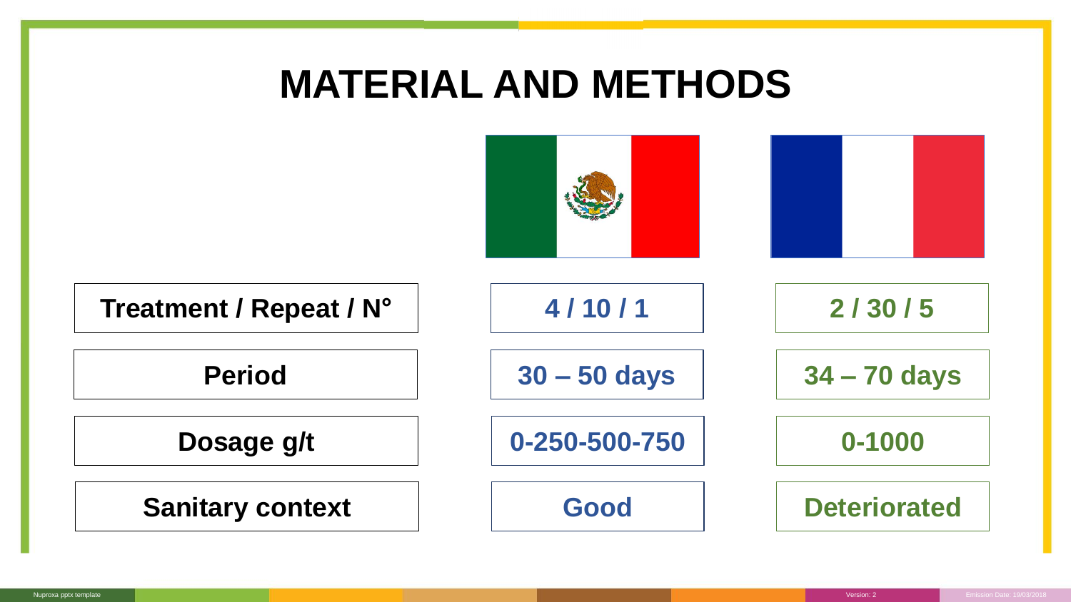# MATERIAL AND METHODS

| | Mexico | France |
|---|---|---|
| **Treatment / Repeat / N°** | **4 / 10 / 1** | **2 / 30 / 5** |
| **Period** | **30 – 50 days** | **34 – 70 days** |
| **Dosage g/t** | **0-250-500-750** | **0-1000** |
| **Sanitary context** | **Good** | **Deteriorated** |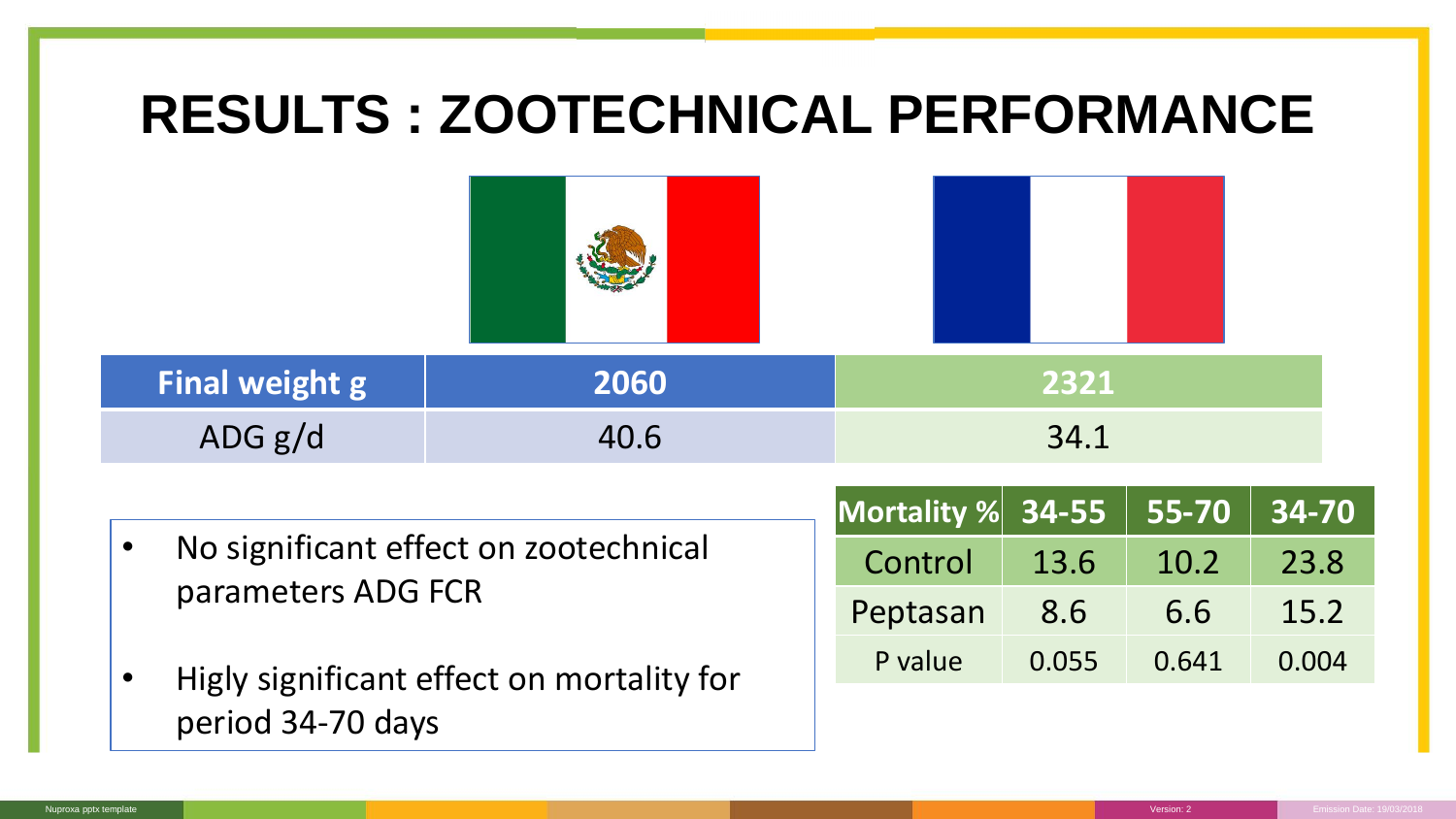# RESULTS : ZOOTECHNICAL PERFORMANCE

| | Mexico | France |
|---|---|---|
| **Final weight g** | **2060** | **2321** |
| ADG g/d | 40.6 | 34.1 |

- No significant effect on zootechnical parameters ADG FCR
- Higly significant effect on mortality for period 34-70 days

| Mortality % | 34-55 | 55-70 | 34-70 |
|---|---|---|---|
| Control | 13.6 | 10.2 | 23.8 |
| Peptasan | 8.6 | 6.6 | 15.2 |
| P value | 0.055 | 0.641 | 0.004 |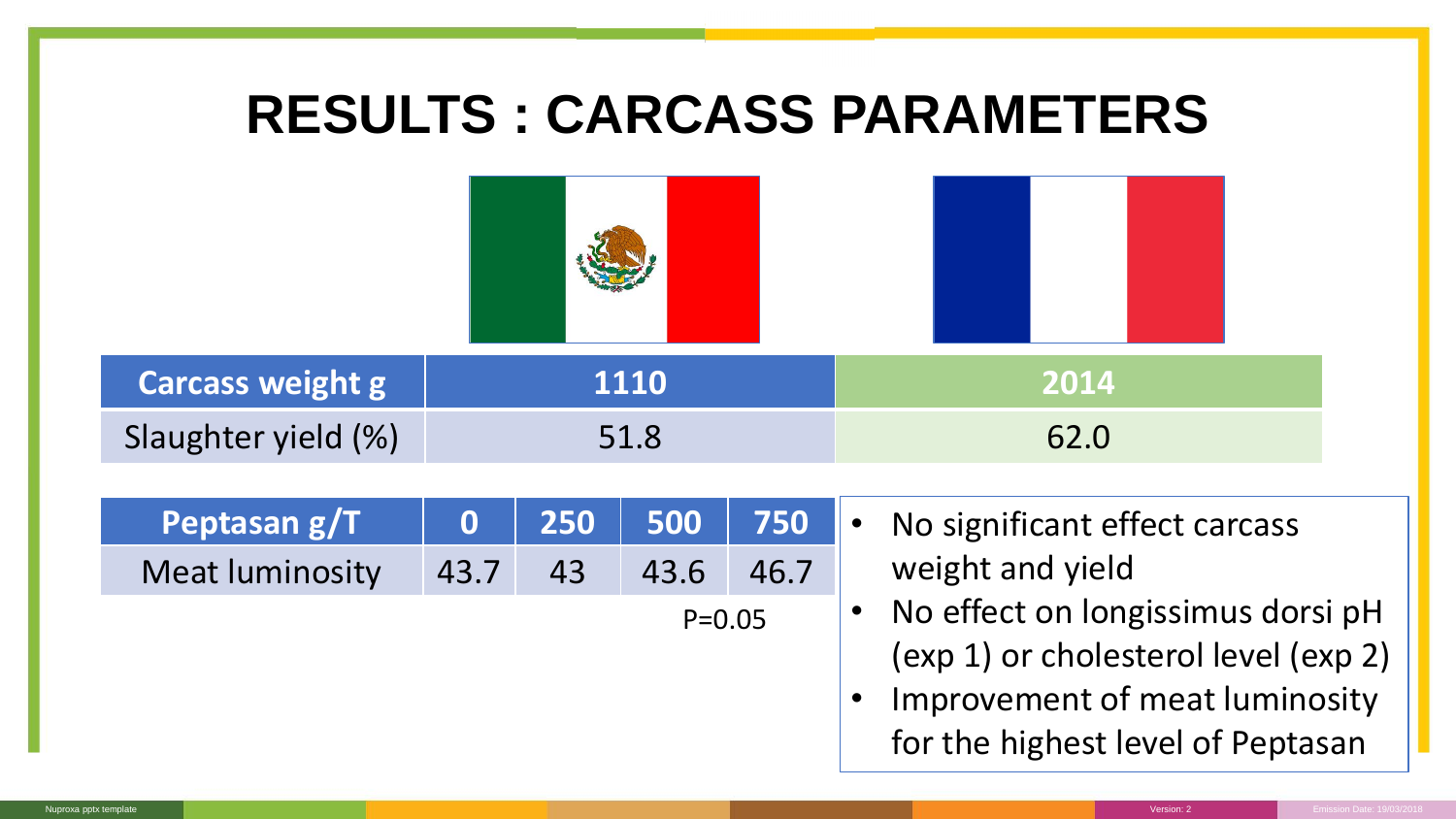# RESULTS : CARCASS PARAMETERS

| Carcass weight g | 1110 | 2014 |
|---|---|---|
| Slaughter yield (%) | 51.8 | 62.0 |

| Peptasan g/T | 0 | 250 | 500 | 750 |
|---|---|---|---|---|
| Meat luminosity | 43.7 | 43 | 43.6 | 46.7 |

P=0.05

- No significant effect carcass weight and yield
- No effect on longissimus dorsi pH (exp 1) or cholesterol level (exp 2)
- Improvement of meat luminosity for the highest level of Peptasan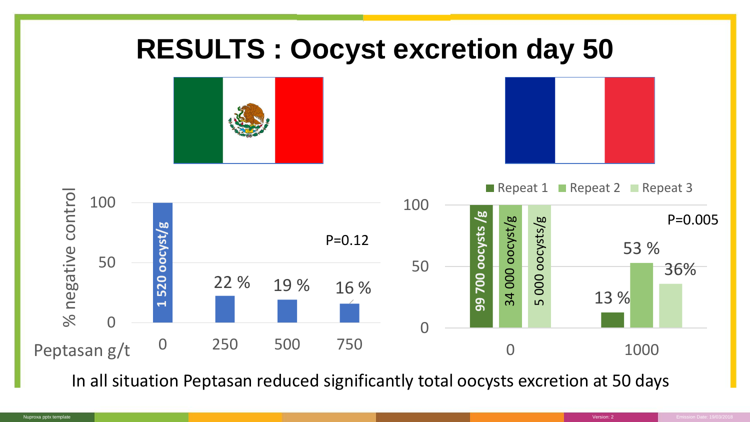# RESULTS : Oocyst excretion day 50

**Mexico**

| Peptasan g/t | % negative control |
|---|---|
| 0 | 100 (1 520 oocyst/g) |
| 250 | 22 % |
| 500 | 19 % |
| 750 | 16 % |

P=0.12

**France**

| Peptasan g/t | Repeat 1 | Repeat 2 | Repeat 3 |
|---|---|---|---|
| 0 | 100 (99 700 oocysts /g) | 100 (34 000 oocyst/g) | 100 (5 000 oocysts/g) |
| 1000 | 13 % | 53 % | 36% |

P=0.005

In all situation Peptasan reduced significantly total oocysts excretion at 50 days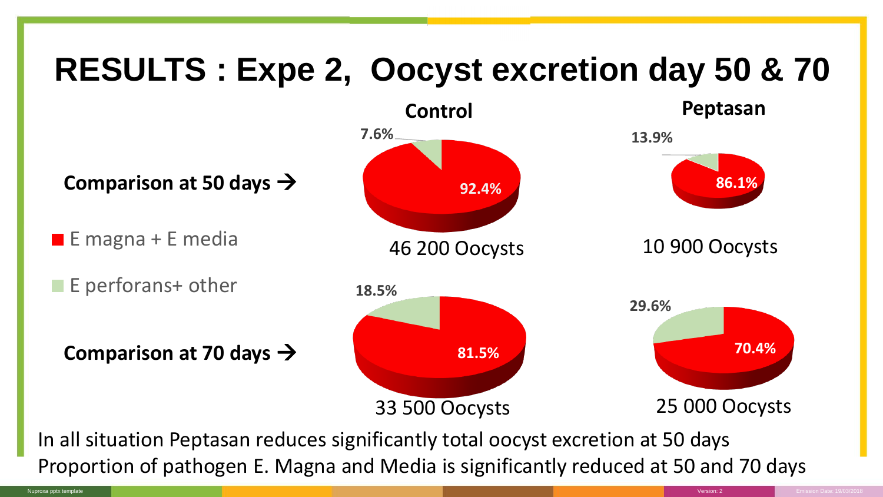# RESULTS : Expe 2, Oocyst excretion day 50 & 70

| | Control | Peptasan |
|---|---|---|
| **Comparison at 50 days →** | 92.4% / 7.6% — 46 200 Oocysts | 86.1% / 13.9% — 10 900 Oocysts |
| **Comparison at 70 days →** | 81.5% / 18.5% — 33 500 Oocysts | 70.4% / 29.6% — 25 000 Oocysts |

- E magna + E media
- E perforans+ other

In all situation Peptasan reduces significantly total oocyst excretion at 50 days
Proportion of pathogen E. Magna and Media is significantly reduced at 50 and 70 days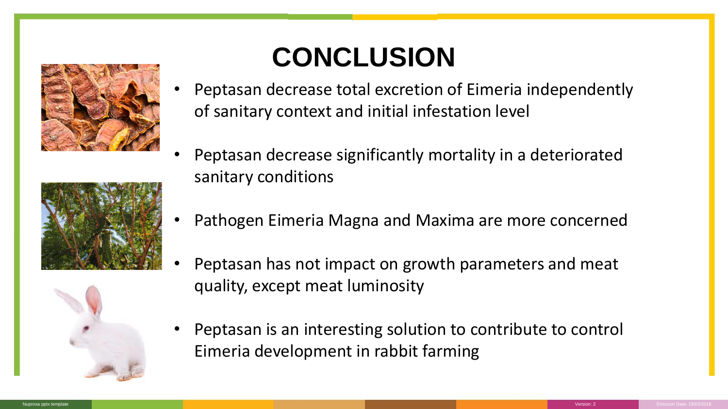# CONCLUSION

- Peptasan decrease total excretion of Eimeria independently of sanitary context and initial infestation level
- Peptasan decrease significantly mortality in a deteriorated sanitary conditions
- Pathogen Eimeria Magna and Maxima are more concerned
- Peptasan has not impact on growth parameters and meat quality, except meat luminosity
- Peptasan is an interesting solution to contribute to control Eimeria development in rabbit farming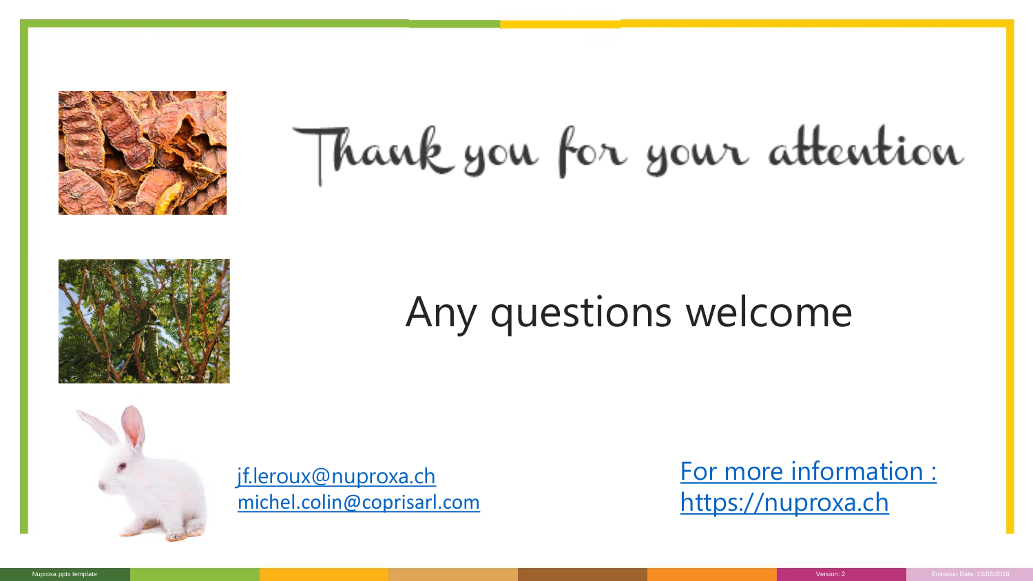# Thank you for your attention

## Any questions welcome

jf.leroux@nuproxa.ch
michel.colin@coprisarl.com

For more information :
https://nuproxa.ch